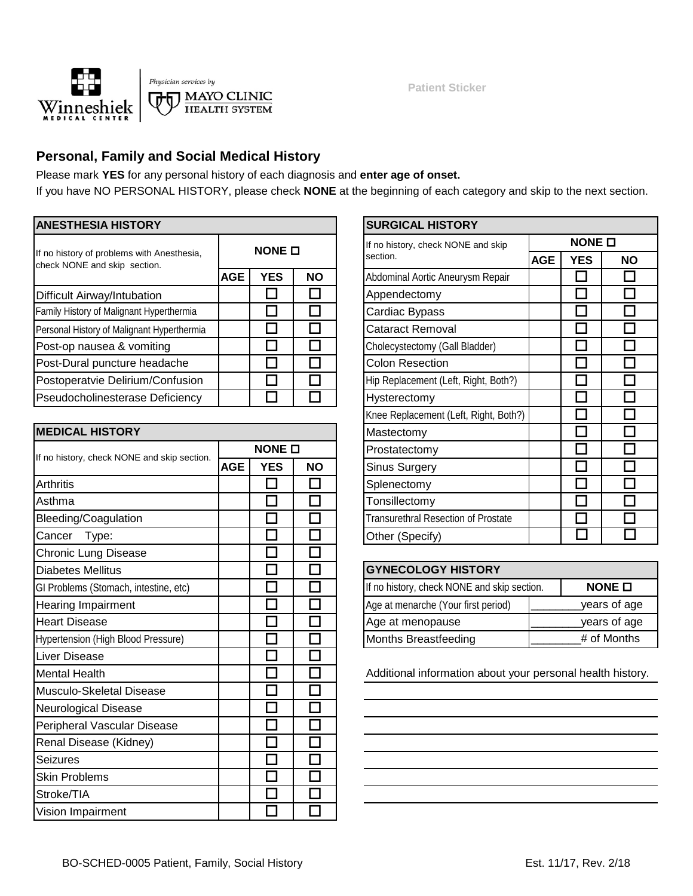Winneshiek Medical Center | Physician services by Mayo Clinic Health System

Patient Sticker

## Personal, Family and Social Medical History

Please mark **YES** for any personal history of each diagnosis and **enter age of onset.**
If you have NO PERSONAL HISTORY, please check **NONE** at the beginning of each category and skip to the next section.

| ANESTHESIA HISTORY | | | |
|---|---|---|---|
| If no history of problems with Anesthesia, check NONE and skip section. | NONE ☐ | | |
| | AGE | YES | NO |
| Difficult Airway/Intubation | | ☐ | ☐ |
| Family History of Malignant Hyperthermia | | ☐ | ☐ |
| Personal History of Malignant Hyperthermia | | ☐ | ☐ |
| Post-op nausea & vomiting | | ☐ | ☐ |
| Post-Dural puncture headache | | ☐ | ☐ |
| Postoperatvie Delirium/Confusion | | ☐ | ☐ |
| Pseudocholinesterase Deficiency | | ☐ | ☐ |

| MEDICAL HISTORY | | | |
|---|---|---|---|
| If no history, check NONE and skip section. | NONE ☐ | | |
| | AGE | YES | NO |
| Arthritis | | ☐ | ☐ |
| Asthma | | ☐ | ☐ |
| Bleeding/Coagulation | | ☐ | ☐ |
| Cancer Type: | | ☐ | ☐ |
| Chronic Lung Disease | | ☐ | ☐ |
| Diabetes Mellitus | | ☐ | ☐ |
| GI Problems (Stomach, intestine, etc) | | ☐ | ☐ |
| Hearing Impairment | | ☐ | ☐ |
| Heart Disease | | ☐ | ☐ |
| Hypertension (High Blood Pressure) | | ☐ | ☐ |
| Liver Disease | | ☐ | ☐ |
| Mental Health | | ☐ | ☐ |
| Musculo-Skeletal Disease | | ☐ | ☐ |
| Neurological Disease | | ☐ | ☐ |
| Peripheral Vascular Disease | | ☐ | ☐ |
| Renal Disease (Kidney) | | ☐ | ☐ |
| Seizures | | ☐ | ☐ |
| Skin Problems | | ☐ | ☐ |
| Stroke/TIA | | ☐ | ☐ |
| Vision Impairment | | ☐ | ☐ |

| SURGICAL HISTORY | | | |
|---|---|---|---|
| If no history, check NONE and skip section. | NONE ☐ | | |
| | AGE | YES | NO |
| Abdominal Aortic Aneurysm Repair | | ☐ | ☐ |
| Appendectomy | | ☐ | ☐ |
| Cardiac Bypass | | ☐ | ☐ |
| Cataract Removal | | ☐ | ☐ |
| Cholecystectomy (Gall Bladder) | | ☐ | ☐ |
| Colon Resection | | ☐ | ☐ |
| Hip Replacement (Left, Right, Both?) | | ☐ | ☐ |
| Hysterectomy | | ☐ | ☐ |
| Knee Replacement (Left, Right, Both?) | | ☐ | ☐ |
| Mastectomy | | ☐ | ☐ |
| Prostatectomy | | ☐ | ☐ |
| Sinus Surgery | | ☐ | ☐ |
| Splenectomy | | ☐ | ☐ |
| Tonsillectomy | | ☐ | ☐ |
| Transurethral Resection of Prostate | | ☐ | ☐ |
| Other (Specify) | | ☐ | ☐ |

| GYNECOLOGY HISTORY | |
|---|---|
| If no history, check NONE and skip section. | NONE ☐ |
| Age at menarche (Your first period) | ________years of age |
| Age at menopause | ________years of age |
| Months Breastfeeding | ________# of Months |

Additional information about your personal health history.

______________________________________________

______________________________________________

______________________________________________

______________________________________________

______________________________________________

______________________________________________

______________________________________________

BO-SCHED-0005 Patient, Family, Social History — Est. 11/17, Rev. 2/18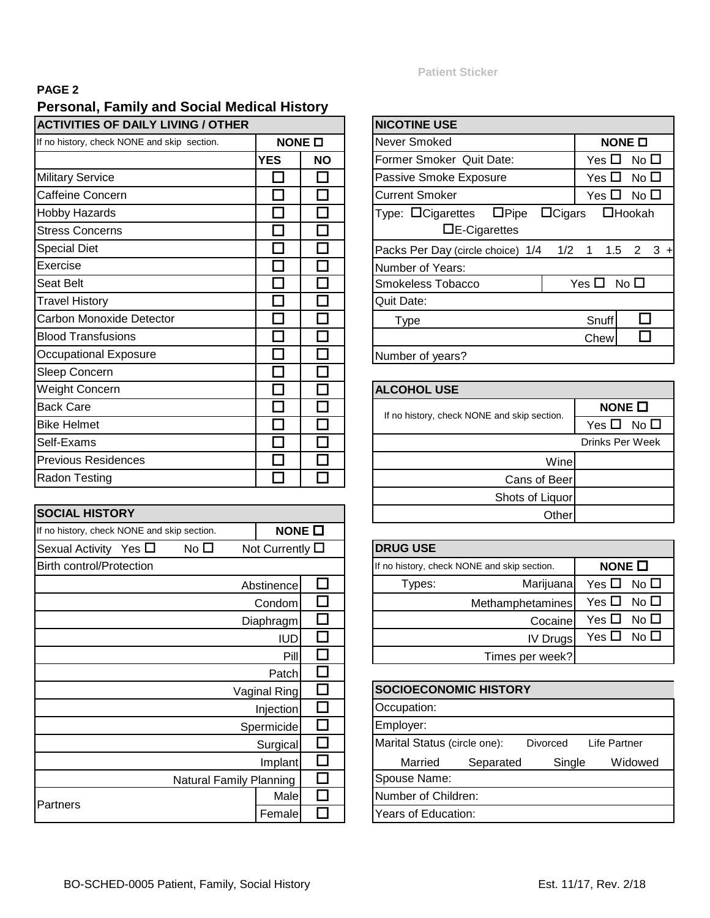Patient Sticker

**PAGE 2**

## Personal, Family and Social Medical History

| ACTIVITIES OF DAILY LIVING / OTHER | | |
|---|---|---|
| If no history, check NONE and skip section. | NONE ☐ | |
| | YES | NO |
| Military Service | ☐ | ☐ |
| Caffeine Concern | ☐ | ☐ |
| Hobby Hazards | ☐ | ☐ |
| Stress Concerns | ☐ | ☐ |
| Special Diet | ☐ | ☐ |
| Exercise | ☐ | ☐ |
| Seat Belt | ☐ | ☐ |
| Travel History | ☐ | ☐ |
| Carbon Monoxide Detector | ☐ | ☐ |
| Blood Transfusions | ☐ | ☐ |
| Occupational Exposure | ☐ | ☐ |
| Sleep Concern | ☐ | ☐ |
| Weight Concern | ☐ | ☐ |
| Back Care | ☐ | ☐ |
| Bike Helmet | ☐ | ☐ |
| Self-Exams | ☐ | ☐ |
| Previous Residences | ☐ | ☐ |
| Radon Testing | ☐ | ☐ |

| SOCIAL HISTORY | | |
|---|---|---|
| If no history, check NONE and skip section. | NONE ☐ | |
| Sexual Activity Yes ☐ No ☐ | Not Currently ☐ | |
| Birth control/Protection | | |
| | Abstinence | ☐ |
| | Condom | ☐ |
| | Diaphragm | ☐ |
| | IUD | ☐ |
| | Pill | ☐ |
| | Patch | ☐ |
| | Vaginal Ring | ☐ |
| | Injection | ☐ |
| | Spermicide | ☐ |
| | Surgical | ☐ |
| | Implant | ☐ |
| | Natural Family Planning | ☐ |
| Partners | Male | ☐ |
| | Female | ☐ |

| NICOTINE USE | |
|---|---|
| Never Smoked | NONE ☐ |
| Former Smoker Quit Date: | Yes ☐ No ☐ |
| Passive Smoke Exposure | Yes ☐ No ☐ |
| Current Smoker | Yes ☐ No ☐ |
| Type: ☐Cigarettes ☐Pipe ☐Cigars ☐Hookah ☐E-Cigarettes | |
| Packs Per Day (circle choice) 1/4 1/2 1 1.5 2 3 + | |
| Number of Years: | |
| Smokeless Tobacco | Yes ☐ No ☐ |
| Quit Date: | |
| Type | Snuff ☐ |
| | Chew ☐ |
| Number of years? | |

| ALCOHOL USE | |
|---|---|
| If no history, check NONE and skip section. | NONE ☐ |
| | Yes ☐ No ☐ |
| | Drinks Per Week |
| Wine | |
| Cans of Beer | |
| Shots of Liquor | |
| Other | |

| DRUG USE | | |
|---|---|---|
| If no history, check NONE and skip section. | | NONE ☐ |
| Types: | Marijuana | Yes ☐ No ☐ |
| | Methamphetamines | Yes ☐ No ☐ |
| | Cocaine | Yes ☐ No ☐ |
| | IV Drugs | Yes ☐ No ☐ |
| | Times per week? | |

| SOCIOECONOMIC HISTORY |
|---|
| Occupation: |
| Employer: |
| Marital Status (circle one): Divorced Life Partner |
| Married Separated Single Widowed |
| Spouse Name: |
| Number of Children: |
| Years of Education: |

BO-SCHED-0005 Patient, Family, Social History Est. 11/17, Rev. 2/18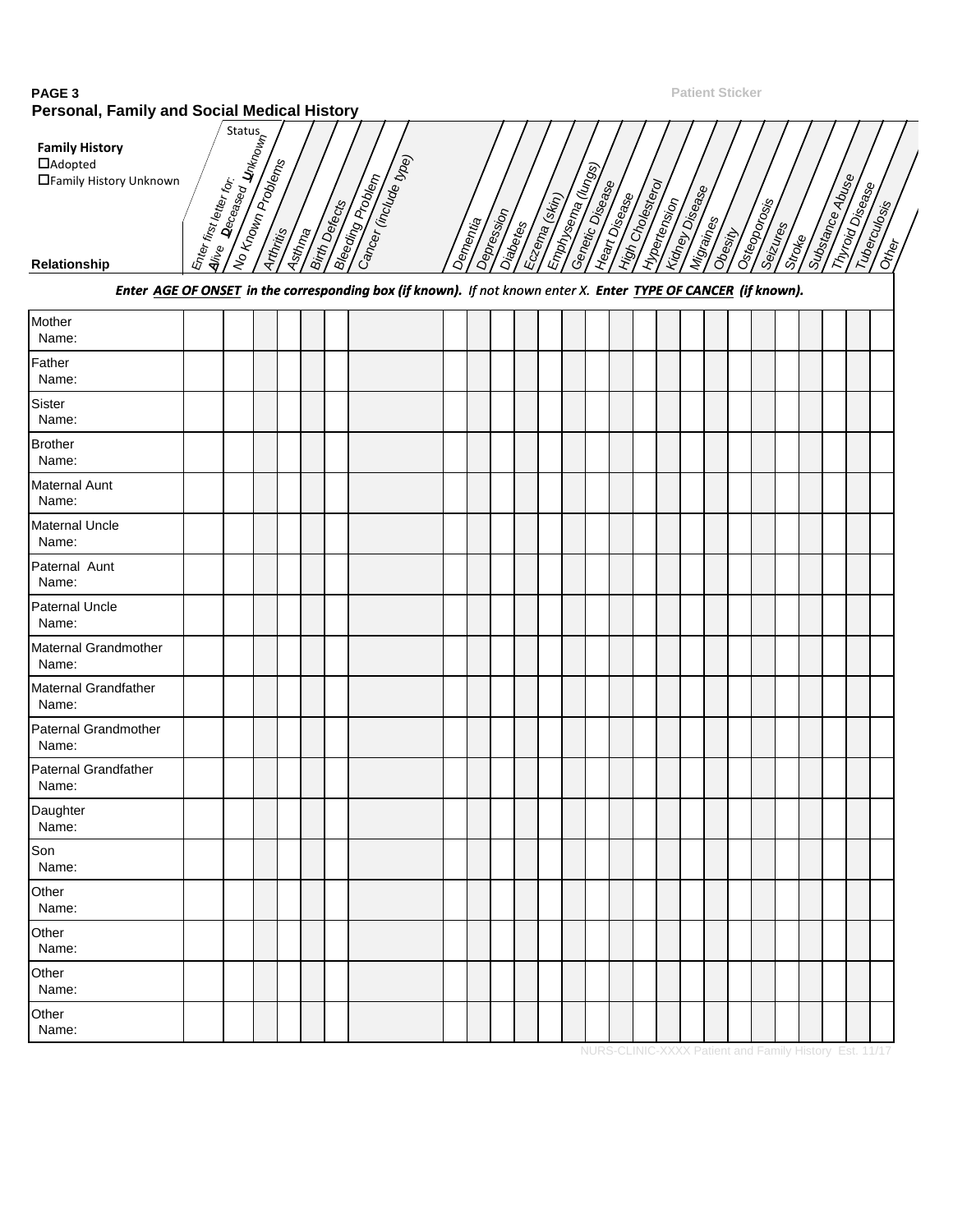**PAGE 3**

Patient Sticker

# Personal, Family and Social Medical History

**Family History**

☐Adopted

☐Family History Unknown

*Enter **AGE OF ONSET** in the corresponding box (if known). If not known enter X. Enter **TYPE OF CANCER** (if known).*

| Relationship | Status (Enter first letter for: Alive Deceased Unknown) | No Known Problems | Arthritis | Asthma | Birth Defects | Bleeding Problem | Cancer (include type) | Dementia | Depression | Diabetes | Eczema (skin) | Emphysema (lungs) | Genetic Disease | Heart Disease | High Cholesterol | Hypertension | Kidney Disease | Migraines | Obesity | Osteoporosis | Seizures | Stroke | Substance Abuse | Thyroid Disease | Tuberculosis | Other |
|---|---|---|---|---|---|---|---|---|---|---|---|---|---|---|---|---|---|---|---|---|---|---|---|---|---|---|
| Mother<br>Name: | | | | | | | | | | | | | | | | | | | | | | | | | | |
| Father<br>Name: | | | | | | | | | | | | | | | | | | | | | | | | | | |
| Sister<br>Name: | | | | | | | | | | | | | | | | | | | | | | | | | | |
| Brother<br>Name: | | | | | | | | | | | | | | | | | | | | | | | | | | |
| Maternal Aunt<br>Name: | | | | | | | | | | | | | | | | | | | | | | | | | | |
| Maternal Uncle<br>Name: | | | | | | | | | | | | | | | | | | | | | | | | | | |
| Paternal Aunt<br>Name: | | | | | | | | | | | | | | | | | | | | | | | | | | |
| Paternal Uncle<br>Name: | | | | | | | | | | | | | | | | | | | | | | | | | | |
| Maternal Grandmother<br>Name: | | | | | | | | | | | | | | | | | | | | | | | | | | |
| Maternal Grandfather<br>Name: | | | | | | | | | | | | | | | | | | | | | | | | | | |
| Paternal Grandmother<br>Name: | | | | | | | | | | | | | | | | | | | | | | | | | | |
| Paternal Grandfather<br>Name: | | | | | | | | | | | | | | | | | | | | | | | | | | |
| Daughter<br>Name: | | | | | | | | | | | | | | | | | | | | | | | | | | |
| Son<br>Name: | | | | | | | | | | | | | | | | | | | | | | | | | | |
| Other<br>Name: | | | | | | | | | | | | | | | | | | | | | | | | | | |
| Other<br>Name: | | | | | | | | | | | | | | | | | | | | | | | | | | |
| Other<br>Name: | | | | | | | | | | | | | | | | | | | | | | | | | | |
| Other<br>Name: | | | | | | | | | | | | | | | | | | | | | | | | | | |

NURS-CLINIC-XXXX Patient and Family History Est. 11/17